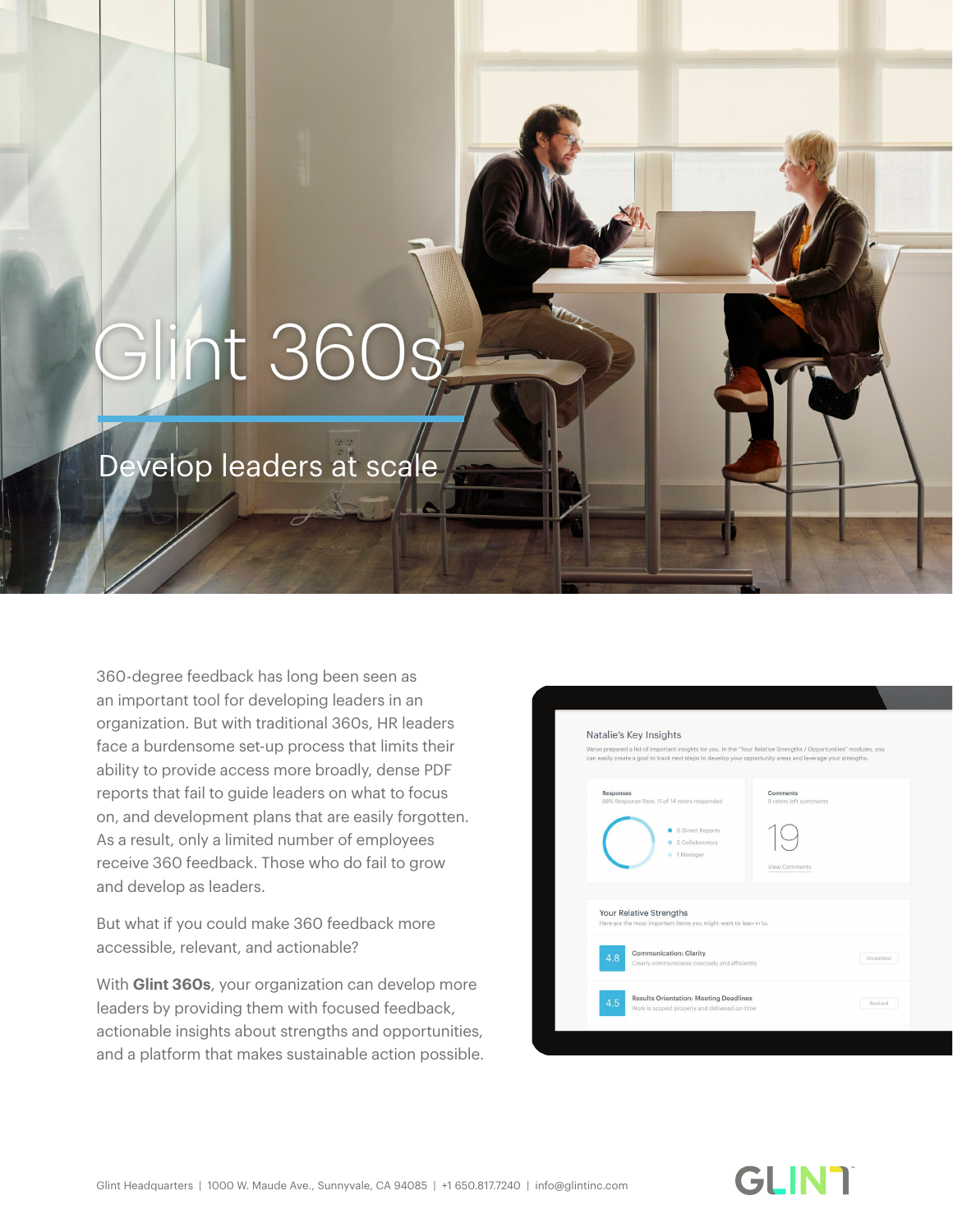# Glint 360s

## Develop leaders at scale

360-degree feedback has long been seen as an important tool for developing leaders in an organization. But with traditional 360s, HR leaders face a burdensome set-up process that limits their ability to provide access more broadly, dense PDF reports that fail to guide leaders on what to focus on, and development plans that are easily forgotten. As a result, only a limited number of employees receive 360 feedback. Those who do fail to grow and develop as leaders.

But what if you could make 360 feedback more accessible, relevant, and actionable?

With **Glint 360s**, your organization can develop more leaders by providing them with focused feedback, actionable insights about strengths and opportunities, and a platform that makes sustainable action possible.

Glint Headquarters | 1000 W. Maude Ave., Sunnyvale, CA 94085 | +1 650.817.7240 | info@glintinc.com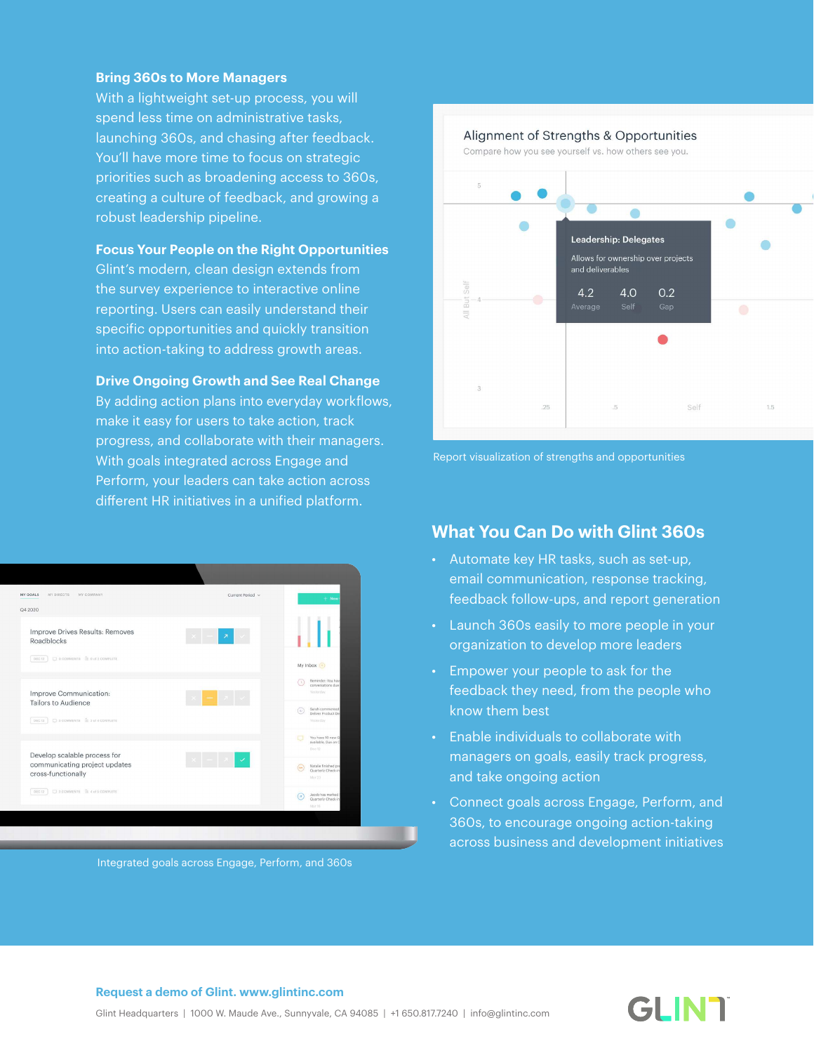### Bring 360s to More Managers

With a lightweight set-up process, you will spend less time on administrative tasks, launching 360s, and chasing after feedback. You'll have more time to focus on strategic priorities such as broadening access to 360s, creating a culture of feedback, and growing a robust leadership pipeline.

### Focus Your People on the Right Opportunities

Glint's modern, clean design extends from the survey experience to interactive online reporting. Users can easily understand their specific opportunities and quickly transition into action-taking to address growth areas.

### Drive Ongoing Growth and See Real Change

By adding action plans into everyday workflows, make it easy for users to take action, track progress, and collaborate with their managers. With goals integrated across Engage and Perform, your leaders can take action across different HR initiatives in a unified platform.

Alignment of Strengths & Opportunities

Compare how you see yourself vs. how others see you.

Leadership: Delegates

Allows for ownership over projects and deliverables

4.2 Average

4.0 Self

0.2 Gap

All But Self

Self

Report visualization of strengths and opportunities

Integrated goals across Engage, Perform, and 360s

## What You Can Do with Glint 360s

- Automate key HR tasks, such as set-up, email communication, response tracking, feedback follow-ups, and report generation
- Launch 360s easily to more people in your organization to develop more leaders
- Empower your people to ask for the feedback they need, from the people who know them best
- Enable individuals to collaborate with managers on goals, easily track progress, and take ongoing action
- Connect goals across Engage, Perform, and 360s, to encourage ongoing action-taking across business and development initiatives

**Request a demo of Glint. www.glintinc.com**

Glint Headquarters | 1000 W. Maude Ave., Sunnyvale, CA 94085 | +1 650.817.7240 | info@glintinc.com

GLINT